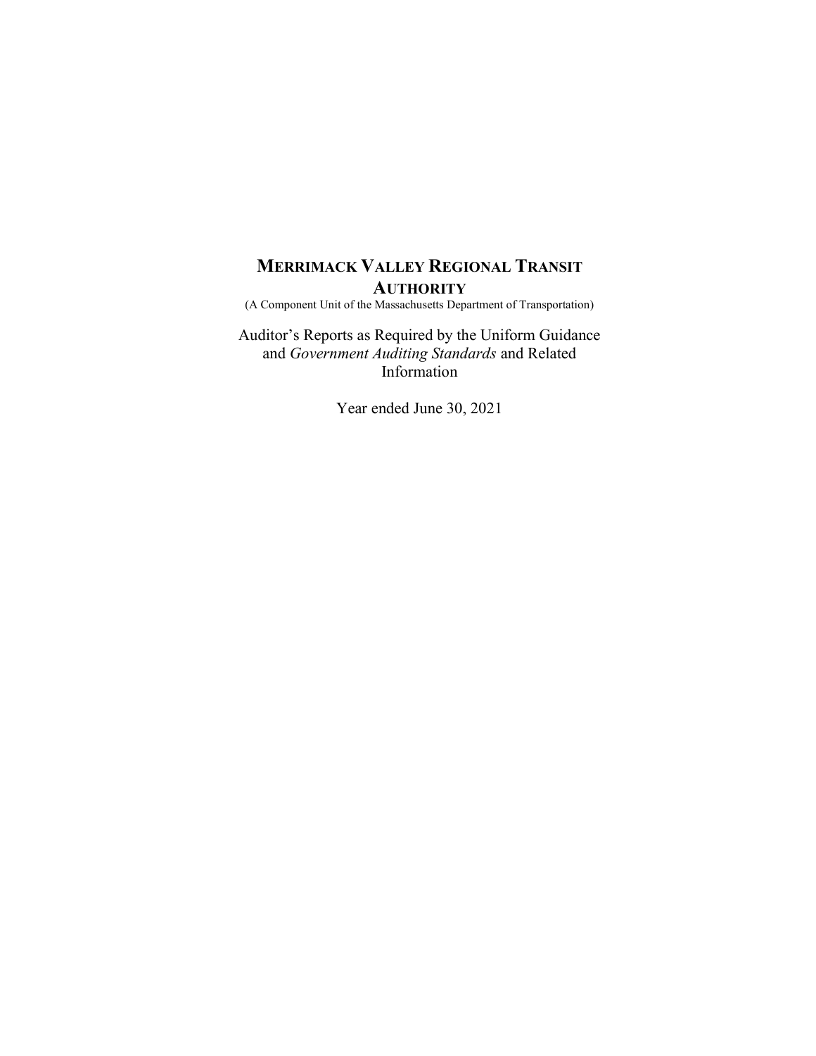# MERRIMACK VALLEY REGIONAL TRANSIT AUTHORITY

(A Component Unit of the Massachusetts Department of Transportation)

Auditor's Reports as Required by the Uniform Guidance and *Government Auditing Standards* and Related Information

Year ended June 30, 2021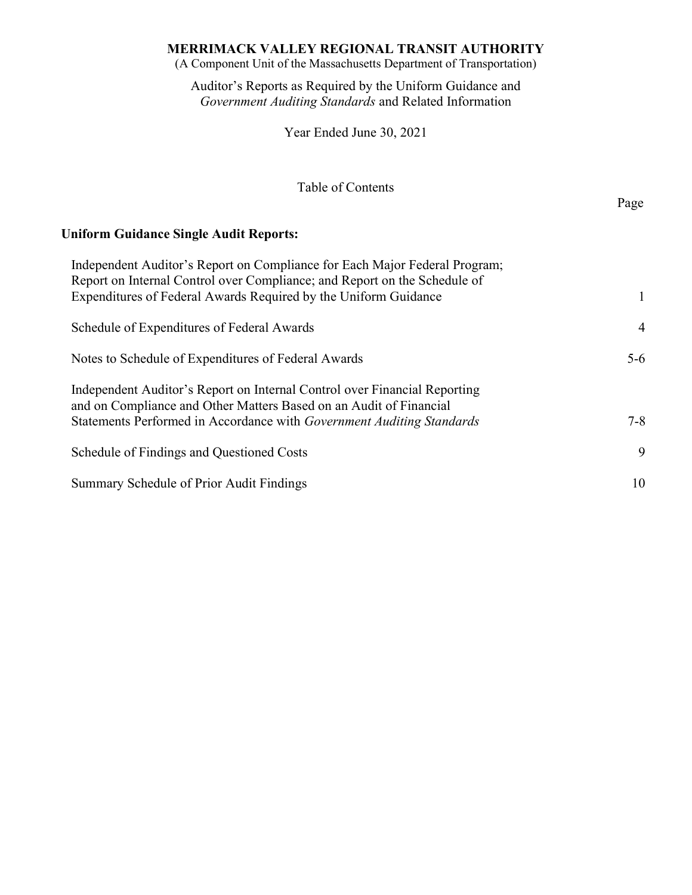# MERRIMACK VALLEY REGIONAL TRANSIT AUTHORITY

(A Component Unit of the Massachusetts Department of Transportation)

Auditor's Reports as Required by the Uniform Guidance and *Government Auditing Standards* and Related Information

Year Ended June 30, 2021

Table of Contents

| | Page |
|---|---|
| **Uniform Guidance Single Audit Reports:** | |
| Independent Auditor's Report on Compliance for Each Major Federal Program; Report on Internal Control over Compliance; and Report on the Schedule of Expenditures of Federal Awards Required by the Uniform Guidance | 1 |
| Schedule of Expenditures of Federal Awards | 4 |
| Notes to Schedule of Expenditures of Federal Awards | 5-6 |
| Independent Auditor's Report on Internal Control over Financial Reporting and on Compliance and Other Matters Based on an Audit of Financial Statements Performed in Accordance with *Government Auditing Standards* | 7-8 |
| Schedule of Findings and Questioned Costs | 9 |
| Summary Schedule of Prior Audit Findings | 10 |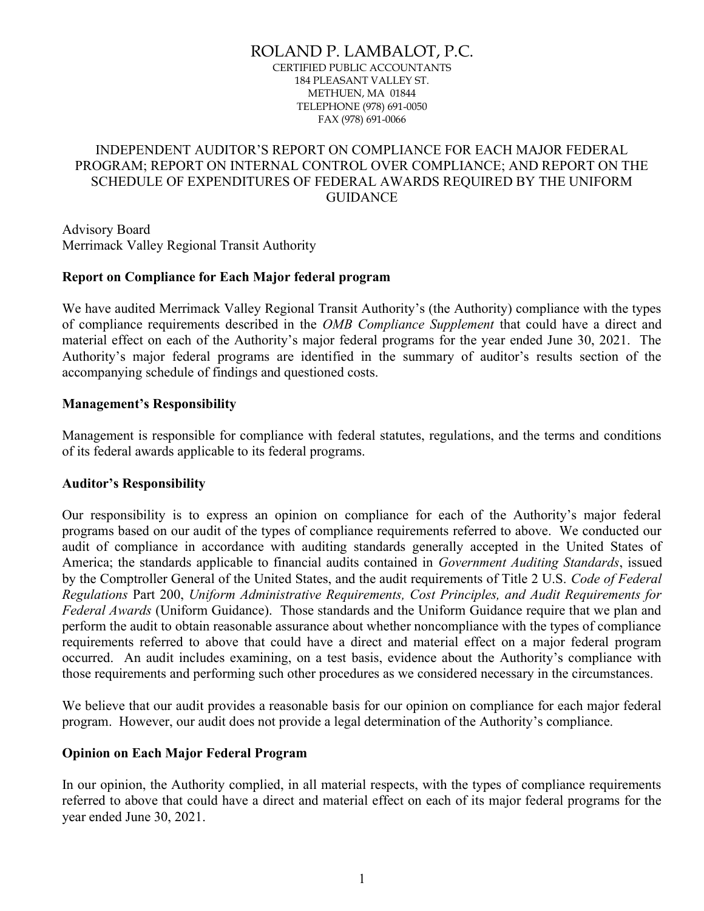# ROLAND P. LAMBALOT, P.C.

CERTIFIED PUBLIC ACCOUNTANTS
184 PLEASANT VALLEY ST.
METHUEN, MA 01844
TELEPHONE (978) 691-0050
FAX (978) 691-0066

## INDEPENDENT AUDITOR'S REPORT ON COMPLIANCE FOR EACH MAJOR FEDERAL PROGRAM; REPORT ON INTERNAL CONTROL OVER COMPLIANCE; AND REPORT ON THE SCHEDULE OF EXPENDITURES OF FEDERAL AWARDS REQUIRED BY THE UNIFORM GUIDANCE

Advisory Board
Merrimack Valley Regional Transit Authority

**Report on Compliance for Each Major federal program**

We have audited Merrimack Valley Regional Transit Authority's (the Authority) compliance with the types of compliance requirements described in the *OMB Compliance Supplement* that could have a direct and material effect on each of the Authority's major federal programs for the year ended June 30, 2021. The Authority's major federal programs are identified in the summary of auditor's results section of the accompanying schedule of findings and questioned costs.

**Management's Responsibility**

Management is responsible for compliance with federal statutes, regulations, and the terms and conditions of its federal awards applicable to its federal programs.

**Auditor's Responsibility**

Our responsibility is to express an opinion on compliance for each of the Authority's major federal programs based on our audit of the types of compliance requirements referred to above. We conducted our audit of compliance in accordance with auditing standards generally accepted in the United States of America; the standards applicable to financial audits contained in *Government Auditing Standards*, issued by the Comptroller General of the United States, and the audit requirements of Title 2 U.S. *Code of Federal Regulations* Part 200, *Uniform Administrative Requirements, Cost Principles, and Audit Requirements for Federal Awards* (Uniform Guidance). Those standards and the Uniform Guidance require that we plan and perform the audit to obtain reasonable assurance about whether noncompliance with the types of compliance requirements referred to above that could have a direct and material effect on a major federal program occurred. An audit includes examining, on a test basis, evidence about the Authority's compliance with those requirements and performing such other procedures as we considered necessary in the circumstances.

We believe that our audit provides a reasonable basis for our opinion on compliance for each major federal program. However, our audit does not provide a legal determination of the Authority's compliance.

**Opinion on Each Major Federal Program**

In our opinion, the Authority complied, in all material respects, with the types of compliance requirements referred to above that could have a direct and material effect on each of its major federal programs for the year ended June 30, 2021.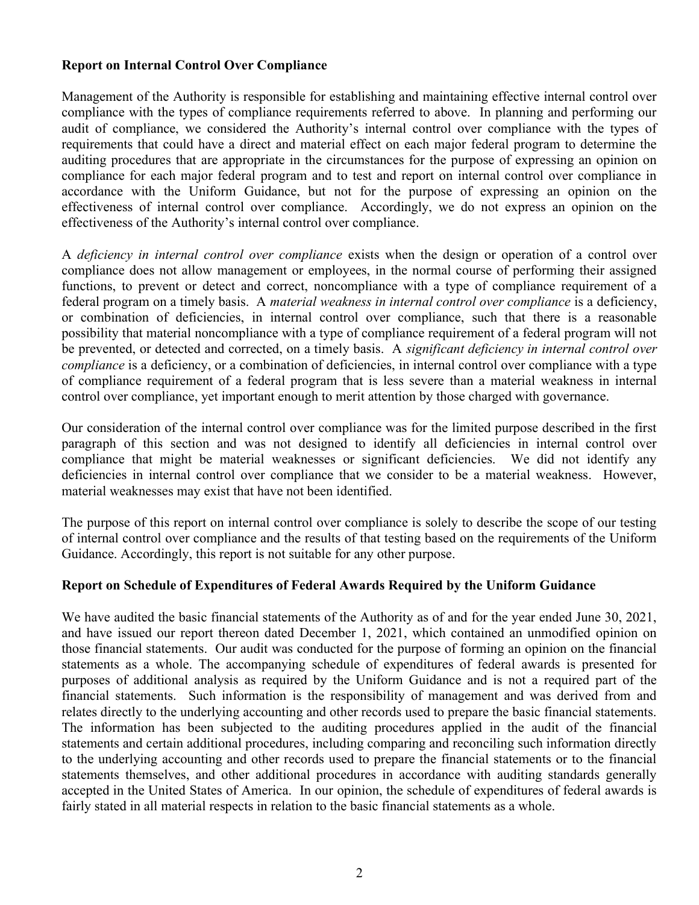### Report on Internal Control Over Compliance

Management of the Authority is responsible for establishing and maintaining effective internal control over compliance with the types of compliance requirements referred to above. In planning and performing our audit of compliance, we considered the Authority's internal control over compliance with the types of requirements that could have a direct and material effect on each major federal program to determine the auditing procedures that are appropriate in the circumstances for the purpose of expressing an opinion on compliance for each major federal program and to test and report on internal control over compliance in accordance with the Uniform Guidance, but not for the purpose of expressing an opinion on the effectiveness of internal control over compliance. Accordingly, we do not express an opinion on the effectiveness of the Authority's internal control over compliance.

A *deficiency in internal control over compliance* exists when the design or operation of a control over compliance does not allow management or employees, in the normal course of performing their assigned functions, to prevent or detect and correct, noncompliance with a type of compliance requirement of a federal program on a timely basis. A *material weakness in internal control over compliance* is a deficiency, or combination of deficiencies, in internal control over compliance, such that there is a reasonable possibility that material noncompliance with a type of compliance requirement of a federal program will not be prevented, or detected and corrected, on a timely basis. A *significant deficiency in internal control over compliance* is a deficiency, or a combination of deficiencies, in internal control over compliance with a type of compliance requirement of a federal program that is less severe than a material weakness in internal control over compliance, yet important enough to merit attention by those charged with governance.

Our consideration of the internal control over compliance was for the limited purpose described in the first paragraph of this section and was not designed to identify all deficiencies in internal control over compliance that might be material weaknesses or significant deficiencies. We did not identify any deficiencies in internal control over compliance that we consider to be a material weakness. However, material weaknesses may exist that have not been identified.

The purpose of this report on internal control over compliance is solely to describe the scope of our testing of internal control over compliance and the results of that testing based on the requirements of the Uniform Guidance. Accordingly, this report is not suitable for any other purpose.

### Report on Schedule of Expenditures of Federal Awards Required by the Uniform Guidance

We have audited the basic financial statements of the Authority as of and for the year ended June 30, 2021, and have issued our report thereon dated December 1, 2021, which contained an unmodified opinion on those financial statements. Our audit was conducted for the purpose of forming an opinion on the financial statements as a whole. The accompanying schedule of expenditures of federal awards is presented for purposes of additional analysis as required by the Uniform Guidance and is not a required part of the financial statements. Such information is the responsibility of management and was derived from and relates directly to the underlying accounting and other records used to prepare the basic financial statements. The information has been subjected to the auditing procedures applied in the audit of the financial statements and certain additional procedures, including comparing and reconciling such information directly to the underlying accounting and other records used to prepare the financial statements or to the financial statements themselves, and other additional procedures in accordance with auditing standards generally accepted in the United States of America. In our opinion, the schedule of expenditures of federal awards is fairly stated in all material respects in relation to the basic financial statements as a whole.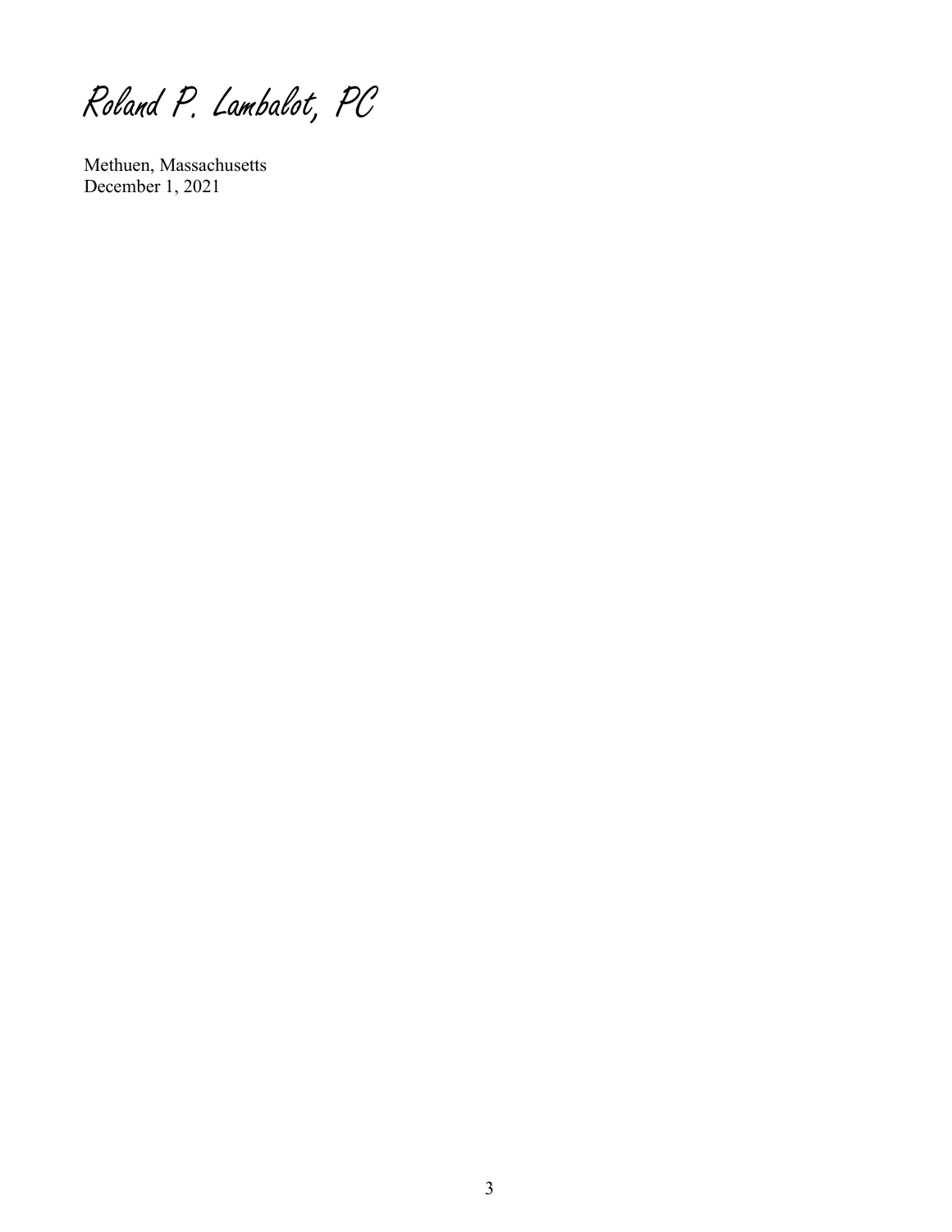*Roland P. Lambalot, PC*

Methuen, Massachusetts
December 1, 2021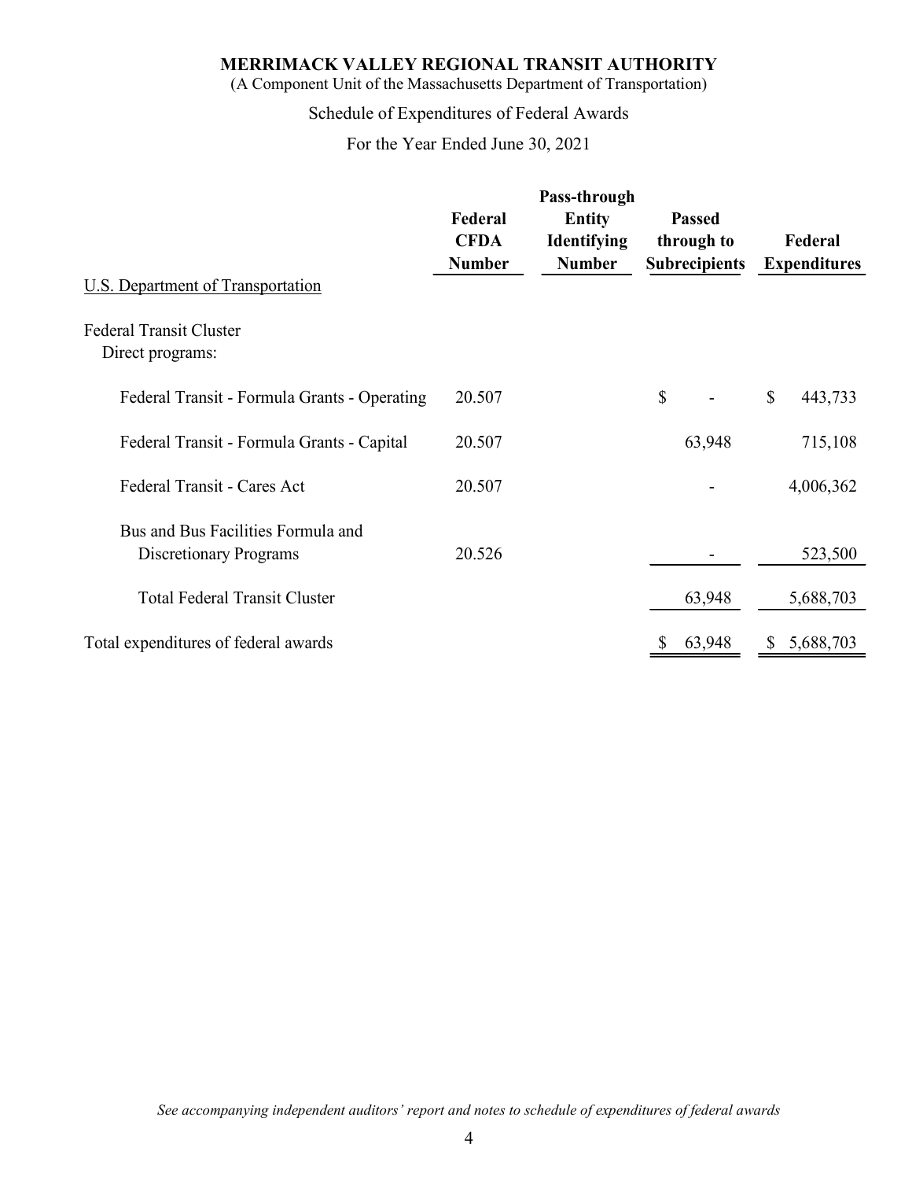**MERRIMACK VALLEY REGIONAL TRANSIT AUTHORITY**
(A Component Unit of the Massachusetts Department of Transportation)

Schedule of Expenditures of Federal Awards

For the Year Ended June 30, 2021

| | Federal CFDA Number | Pass-through Entity Identifying Number | Passed through to Subrecipients | Federal Expenditures |
|---|---|---|---|---|
| U.S. Department of Transportation | | | | |
| Federal Transit Cluster | | | | |
| Direct programs: | | | | |
| Federal Transit - Formula Grants - Operating | 20.507 | | $ - | $ 443,733 |
| Federal Transit - Formula Grants - Capital | 20.507 | | 63,948 | 715,108 |
| Federal Transit - Cares Act | 20.507 | | - | 4,006,362 |
| Bus and Bus Facilities Formula and Discretionary Programs | 20.526 | | - | 523,500 |
| Total Federal Transit Cluster | | | 63,948 | 5,688,703 |
| Total expenditures of federal awards | | | $ 63,948 | $ 5,688,703 |

*See accompanying independent auditors' report and notes to schedule of expenditures of federal awards*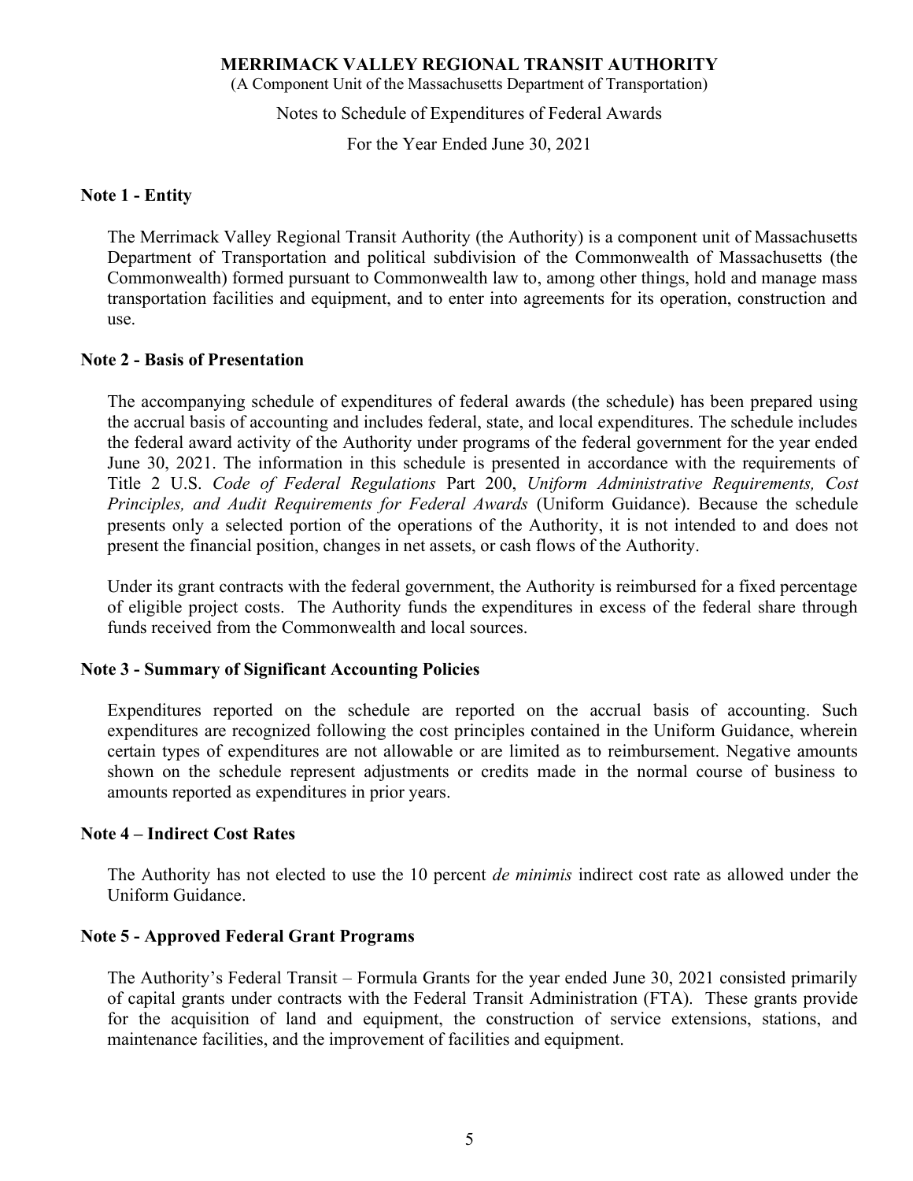**MERRIMACK VALLEY REGIONAL TRANSIT AUTHORITY**

(A Component Unit of the Massachusetts Department of Transportation)

Notes to Schedule of Expenditures of Federal Awards

For the Year Ended June 30, 2021

## Note 1 - Entity

The Merrimack Valley Regional Transit Authority (the Authority) is a component unit of Massachusetts Department of Transportation and political subdivision of the Commonwealth of Massachusetts (the Commonwealth) formed pursuant to Commonwealth law to, among other things, hold and manage mass transportation facilities and equipment, and to enter into agreements for its operation, construction and use.

## Note 2 - Basis of Presentation

The accompanying schedule of expenditures of federal awards (the schedule) has been prepared using the accrual basis of accounting and includes federal, state, and local expenditures. The schedule includes the federal award activity of the Authority under programs of the federal government for the year ended June 30, 2021. The information in this schedule is presented in accordance with the requirements of Title 2 U.S. *Code of Federal Regulations* Part 200, *Uniform Administrative Requirements, Cost Principles, and Audit Requirements for Federal Awards* (Uniform Guidance). Because the schedule presents only a selected portion of the operations of the Authority, it is not intended to and does not present the financial position, changes in net assets, or cash flows of the Authority.

Under its grant contracts with the federal government, the Authority is reimbursed for a fixed percentage of eligible project costs. The Authority funds the expenditures in excess of the federal share through funds received from the Commonwealth and local sources.

## Note 3 - Summary of Significant Accounting Policies

Expenditures reported on the schedule are reported on the accrual basis of accounting. Such expenditures are recognized following the cost principles contained in the Uniform Guidance, wherein certain types of expenditures are not allowable or are limited as to reimbursement. Negative amounts shown on the schedule represent adjustments or credits made in the normal course of business to amounts reported as expenditures in prior years.

## Note 4 – Indirect Cost Rates

The Authority has not elected to use the 10 percent *de minimis* indirect cost rate as allowed under the Uniform Guidance.

## Note 5 - Approved Federal Grant Programs

The Authority's Federal Transit – Formula Grants for the year ended June 30, 2021 consisted primarily of capital grants under contracts with the Federal Transit Administration (FTA). These grants provide for the acquisition of land and equipment, the construction of service extensions, stations, and maintenance facilities, and the improvement of facilities and equipment.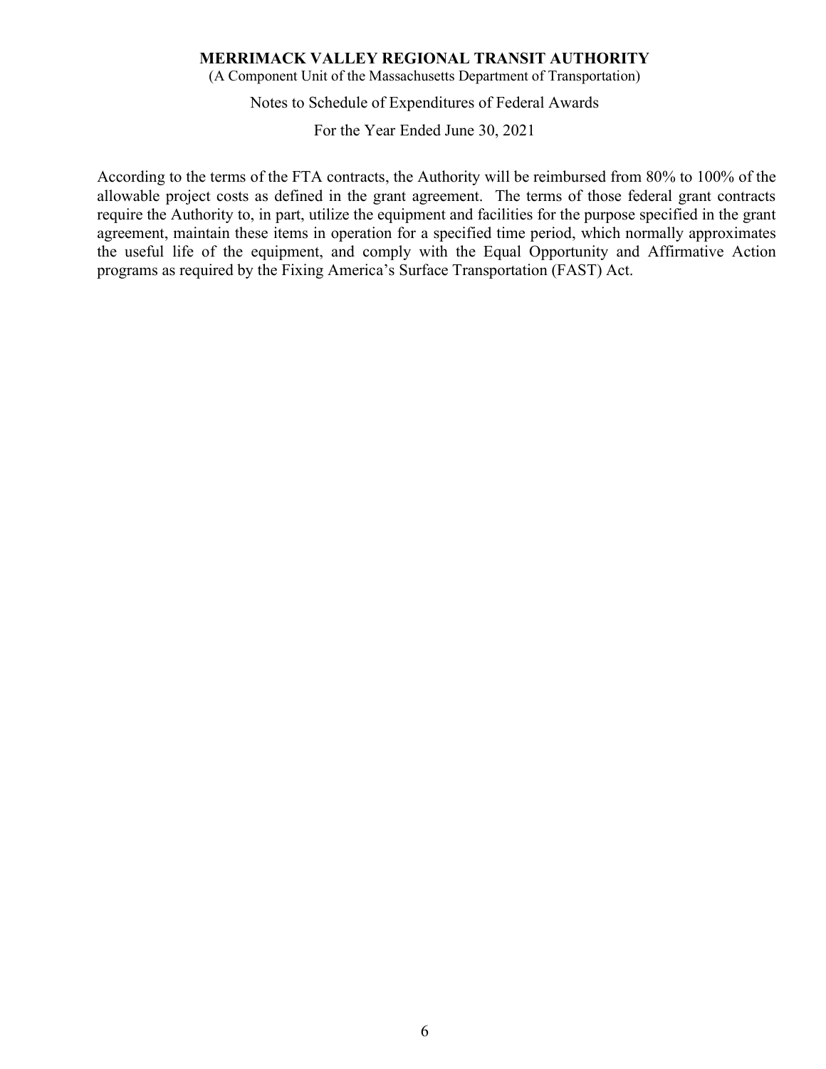# MERRIMACK VALLEY REGIONAL TRANSIT AUTHORITY

(A Component Unit of the Massachusetts Department of Transportation)

Notes to Schedule of Expenditures of Federal Awards

For the Year Ended June 30, 2021

According to the terms of the FTA contracts, the Authority will be reimbursed from 80% to 100% of the allowable project costs as defined in the grant agreement. The terms of those federal grant contracts require the Authority to, in part, utilize the equipment and facilities for the purpose specified in the grant agreement, maintain these items in operation for a specified time period, which normally approximates the useful life of the equipment, and comply with the Equal Opportunity and Affirmative Action programs as required by the Fixing America's Surface Transportation (FAST) Act.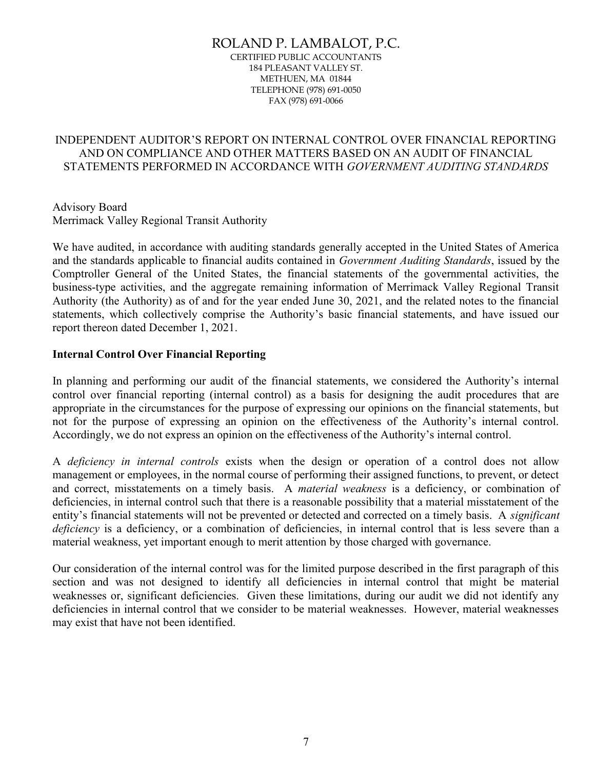# ROLAND P. LAMBALOT, P.C.

CERTIFIED PUBLIC ACCOUNTANTS
184 PLEASANT VALLEY ST.
METHUEN, MA 01844
TELEPHONE (978) 691-0050
FAX (978) 691-0066

## INDEPENDENT AUDITOR'S REPORT ON INTERNAL CONTROL OVER FINANCIAL REPORTING AND ON COMPLIANCE AND OTHER MATTERS BASED ON AN AUDIT OF FINANCIAL STATEMENTS PERFORMED IN ACCORDANCE WITH *GOVERNMENT AUDITING STANDARDS*

Advisory Board
Merrimack Valley Regional Transit Authority

We have audited, in accordance with auditing standards generally accepted in the United States of America and the standards applicable to financial audits contained in *Government Auditing Standards*, issued by the Comptroller General of the United States, the financial statements of the governmental activities, the business-type activities, and the aggregate remaining information of Merrimack Valley Regional Transit Authority (the Authority) as of and for the year ended June 30, 2021, and the related notes to the financial statements, which collectively comprise the Authority's basic financial statements, and have issued our report thereon dated December 1, 2021.

**Internal Control Over Financial Reporting**

In planning and performing our audit of the financial statements, we considered the Authority's internal control over financial reporting (internal control) as a basis for designing the audit procedures that are appropriate in the circumstances for the purpose of expressing our opinions on the financial statements, but not for the purpose of expressing an opinion on the effectiveness of the Authority's internal control. Accordingly, we do not express an opinion on the effectiveness of the Authority's internal control.

A *deficiency in internal controls* exists when the design or operation of a control does not allow management or employees, in the normal course of performing their assigned functions, to prevent, or detect and correct, misstatements on a timely basis. A *material weakness* is a deficiency, or combination of deficiencies, in internal control such that there is a reasonable possibility that a material misstatement of the entity's financial statements will not be prevented or detected and corrected on a timely basis. A *significant deficiency* is a deficiency, or a combination of deficiencies, in internal control that is less severe than a material weakness, yet important enough to merit attention by those charged with governance.

Our consideration of the internal control was for the limited purpose described in the first paragraph of this section and was not designed to identify all deficiencies in internal control that might be material weaknesses or, significant deficiencies. Given these limitations, during our audit we did not identify any deficiencies in internal control that we consider to be material weaknesses. However, material weaknesses may exist that have not been identified.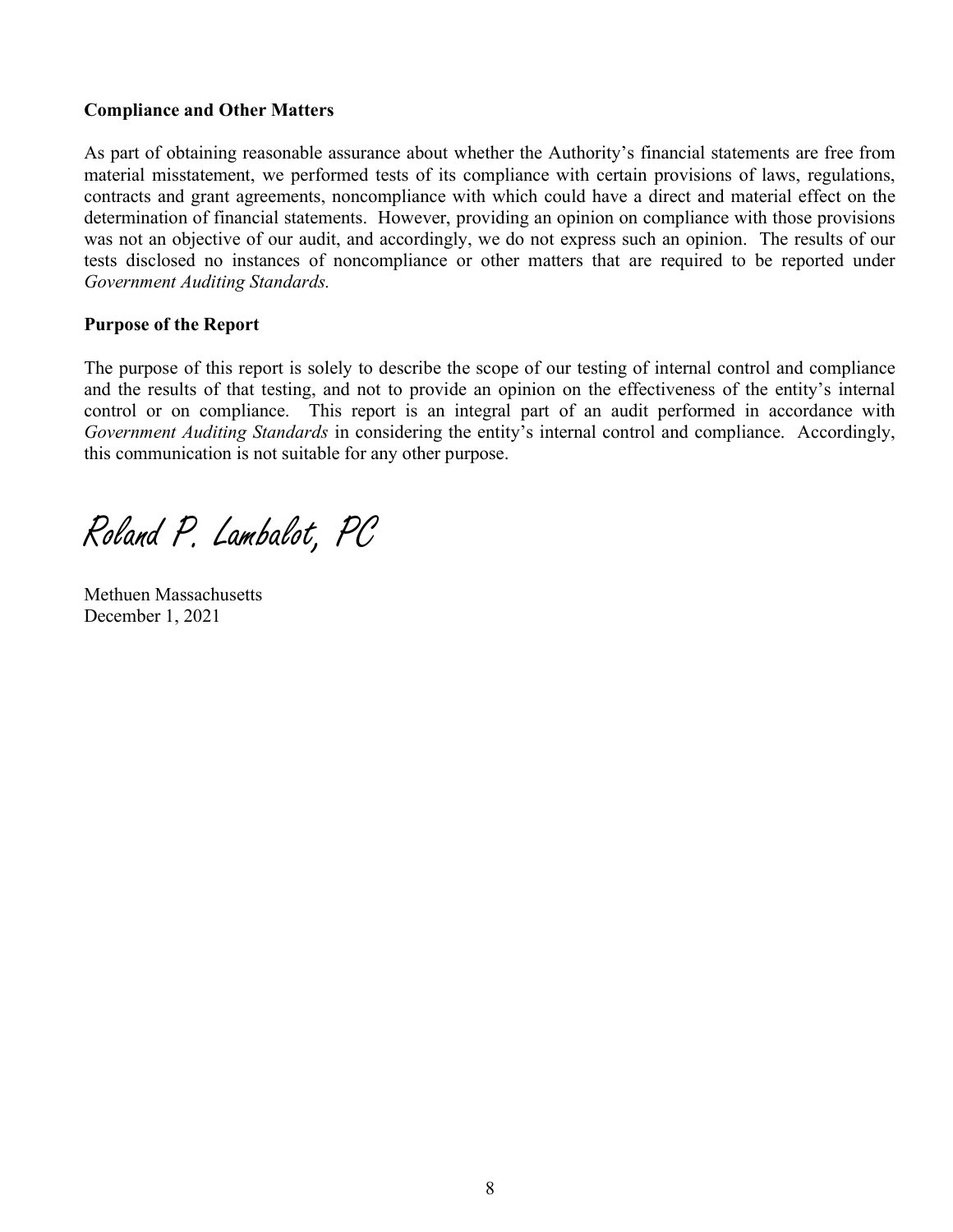**Compliance and Other Matters**

As part of obtaining reasonable assurance about whether the Authority's financial statements are free from material misstatement, we performed tests of its compliance with certain provisions of laws, regulations, contracts and grant agreements, noncompliance with which could have a direct and material effect on the determination of financial statements. However, providing an opinion on compliance with those provisions was not an objective of our audit, and accordingly, we do not express such an opinion. The results of our tests disclosed no instances of noncompliance or other matters that are required to be reported under *Government Auditing Standards.*

**Purpose of the Report**

The purpose of this report is solely to describe the scope of our testing of internal control and compliance and the results of that testing, and not to provide an opinion on the effectiveness of the entity's internal control or on compliance. This report is an integral part of an audit performed in accordance with *Government Auditing Standards* in considering the entity's internal control and compliance. Accordingly, this communication is not suitable for any other purpose.

Roland P. Lambalot, PC

Methuen Massachusetts
December 1, 2021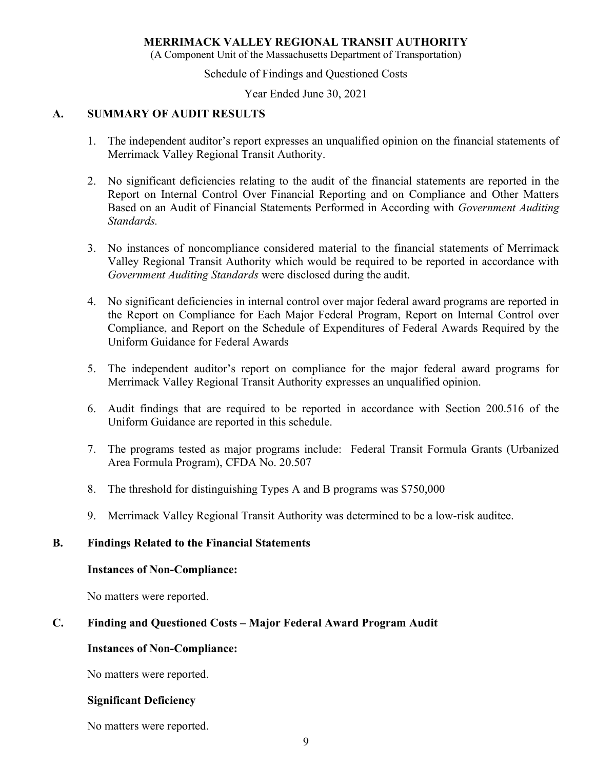**MERRIMACK VALLEY REGIONAL TRANSIT AUTHORITY**

(A Component Unit of the Massachusetts Department of Transportation)

Schedule of Findings and Questioned Costs

Year Ended June 30, 2021

## A. SUMMARY OF AUDIT RESULTS

1. The independent auditor's report expresses an unqualified opinion on the financial statements of Merrimack Valley Regional Transit Authority.

2. No significant deficiencies relating to the audit of the financial statements are reported in the Report on Internal Control Over Financial Reporting and on Compliance and Other Matters Based on an Audit of Financial Statements Performed in According with *Government Auditing Standards.*

3. No instances of noncompliance considered material to the financial statements of Merrimack Valley Regional Transit Authority which would be required to be reported in accordance with *Government Auditing Standards* were disclosed during the audit.

4. No significant deficiencies in internal control over major federal award programs are reported in the Report on Compliance for Each Major Federal Program, Report on Internal Control over Compliance, and Report on the Schedule of Expenditures of Federal Awards Required by the Uniform Guidance for Federal Awards

5. The independent auditor's report on compliance for the major federal award programs for Merrimack Valley Regional Transit Authority expresses an unqualified opinion.

6. Audit findings that are required to be reported in accordance with Section 200.516 of the Uniform Guidance are reported in this schedule.

7. The programs tested as major programs include: Federal Transit Formula Grants (Urbanized Area Formula Program), CFDA No. 20.507

8. The threshold for distinguishing Types A and B programs was $750,000

9. Merrimack Valley Regional Transit Authority was determined to be a low-risk auditee.

## B. Findings Related to the Financial Statements

**Instances of Non-Compliance:**

No matters were reported.

## C. Finding and Questioned Costs – Major Federal Award Program Audit

**Instances of Non-Compliance:**

No matters were reported.

**Significant Deficiency**

No matters were reported.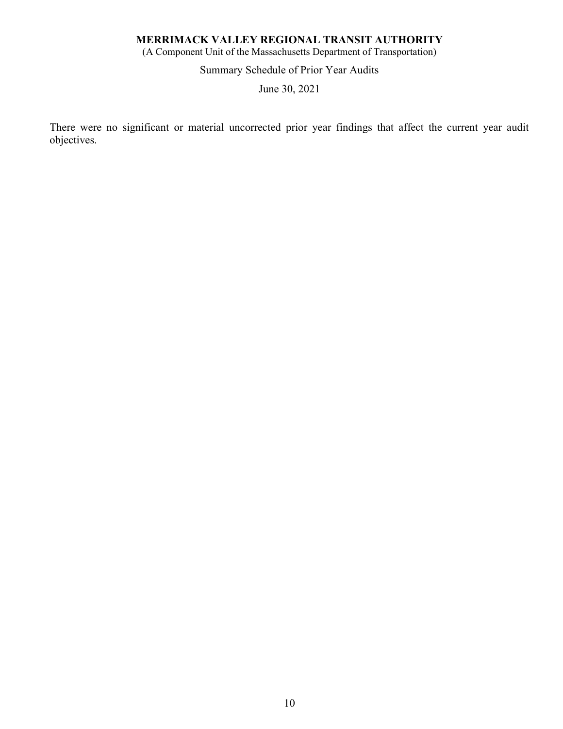# MERRIMACK VALLEY REGIONAL TRANSIT AUTHORITY

(A Component Unit of the Massachusetts Department of Transportation)

Summary Schedule of Prior Year Audits

June 30, 2021

There were no significant or material uncorrected prior year findings that affect the current year audit objectives.